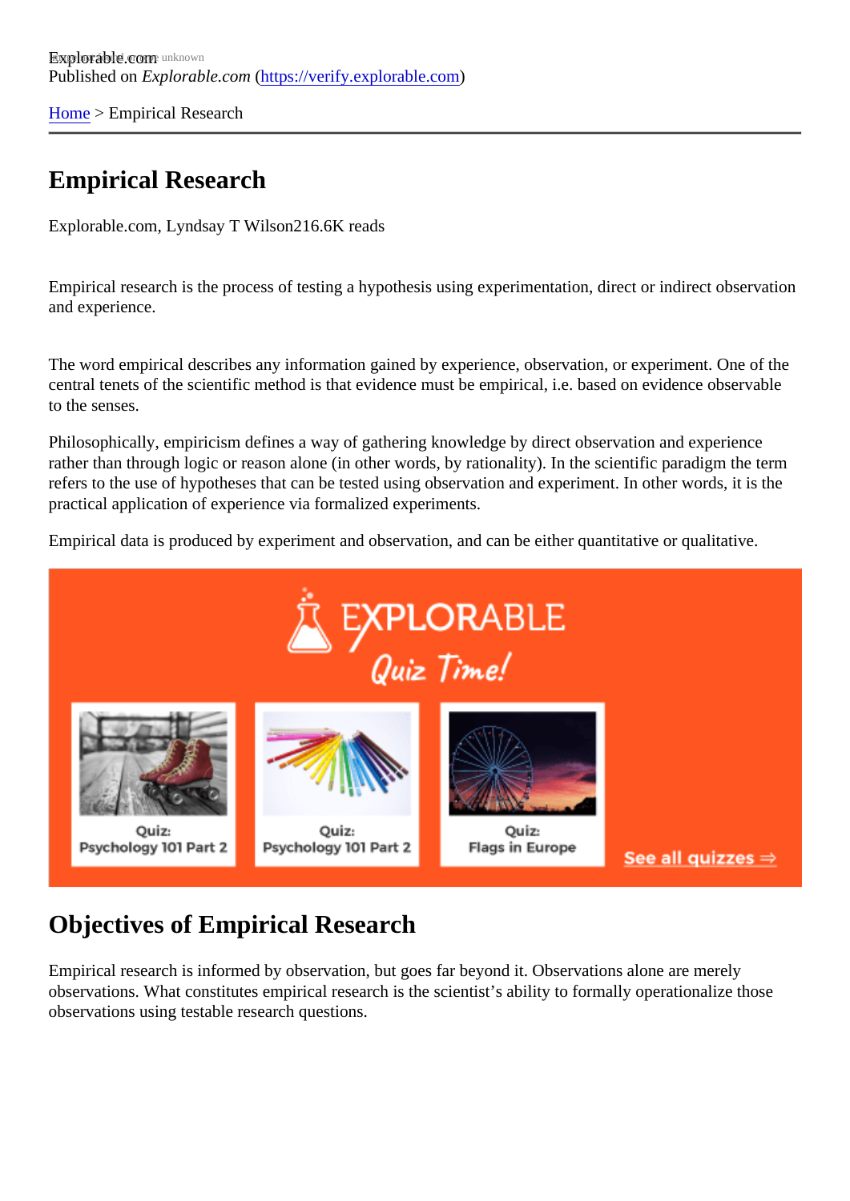Explorable.com
Published on *Explorable.com* (https://verify.explorable.com)

Home > Empirical Research

# Empirical Research

Explorable.com, Lyndsay T Wilson216.6K reads

Empirical research is the process of testing a hypothesis using experimentation, direct or indirect observation and experience.

The word empirical describes any information gained by experience, observation, or experiment. One of the central tenets of the scientific method is that evidence must be empirical, i.e. based on evidence observable to the senses.

Philosophically, empiricism defines a way of gathering knowledge by direct observation and experience rather than through logic or reason alone (in other words, by rationality). In the scientific paradigm the term refers to the use of hypotheses that can be tested using observation and experiment. In other words, it is the practical application of experience via formalized experiments.

Empirical data is produced by experiment and observation, and can be either quantitative or qualitative.

## Objectives of Empirical Research

Empirical research is informed by observation, but goes far beyond it. Observations alone are merely observations. What constitutes empirical research is the scientist's ability to formally operationalize those observations using testable research questions.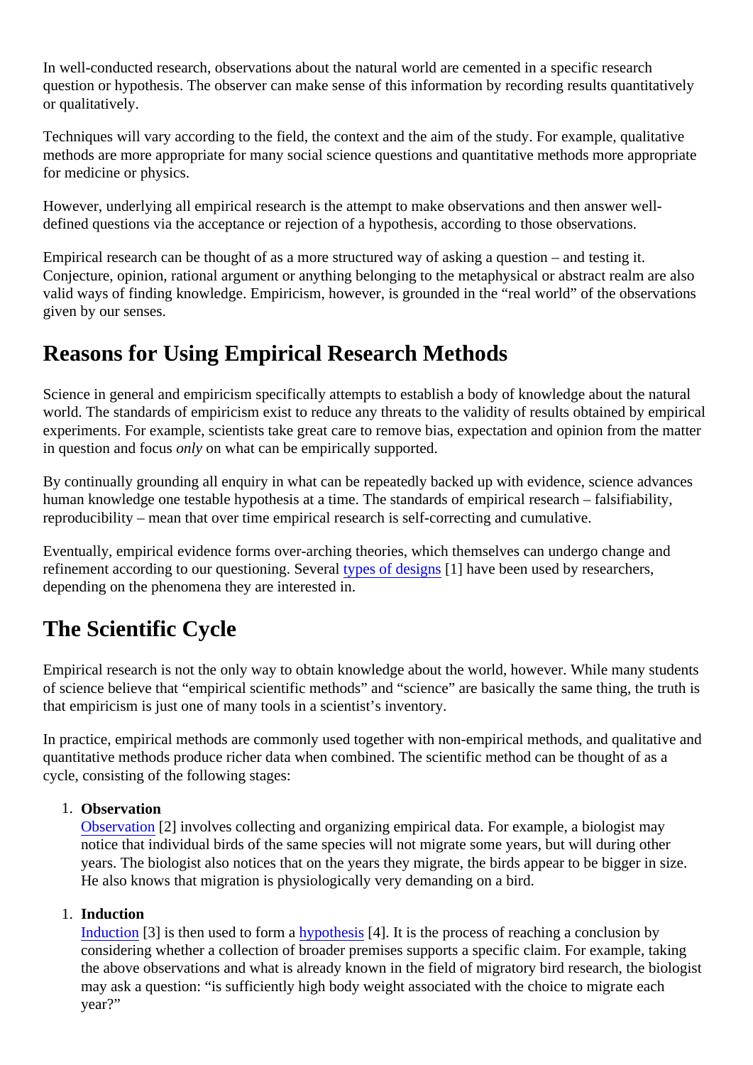In well-conducted research, observations about the natural world are cemented in a specific research question or hypothesis. The observer can make sense of this information by recording results quantitatively or qualitatively.

Techniques will vary according to the field, the context and the aim of the study. For example, qualitative methods are more appropriate for many social science questions and quantitative methods more appropriate for medicine or physics.

However, underlying all empirical research is the attempt to make observations and then answer well-defined questions via the acceptance or rejection of a hypothesis, according to those observations.

Empirical research can be thought of as a more structured way of asking a question – and testing it. Conjecture, opinion, rational argument or anything belonging to the metaphysical or abstract realm are also valid ways of finding knowledge. Empiricism, however, is grounded in the "real world" of the observations given by our senses.

## Reasons for Using Empirical Research Methods

Science in general and empiricism specifically attempts to establish a body of knowledge about the natural world. The standards of empiricism exist to reduce any threats to the validity of results obtained by empirical experiments. For example, scientists take great care to remove bias, expectation and opinion from the matter in question and focus *only* on what can be empirically supported.

By continually grounding all enquiry in what can be repeatedly backed up with evidence, science advances human knowledge one testable hypothesis at a time. The standards of empirical research – falsifiability, reproducibility – mean that over time empirical research is self-correcting and cumulative.

Eventually, empirical evidence forms over-arching theories, which themselves can undergo change and refinement according to our questioning. Several types of designs [1] have been used by researchers, depending on the phenomena they are interested in.

## The Scientific Cycle

Empirical research is not the only way to obtain knowledge about the world, however. While many students of science believe that "empirical scientific methods" and "science" are basically the same thing, the truth is that empiricism is just one of many tools in a scientist's inventory.

In practice, empirical methods are commonly used together with non-empirical methods, and qualitative and quantitative methods produce richer data when combined. The scientific method can be thought of as a cycle, consisting of the following stages:

1. **Observation**
   Observation [2] involves collecting and organizing empirical data. For example, a biologist may notice that individual birds of the same species will not migrate some years, but will during other years. The biologist also notices that on the years they migrate, the birds appear to be bigger in size. He also knows that migration is physiologically very demanding on a bird.

1. **Induction**
   Induction [3] is then used to form a hypothesis [4]. It is the process of reaching a conclusion by considering whether a collection of broader premises supports a specific claim. For example, taking the above observations and what is already known in the field of migratory bird research, the biologist may ask a question: "is sufficiently high body weight associated with the choice to migrate each year?"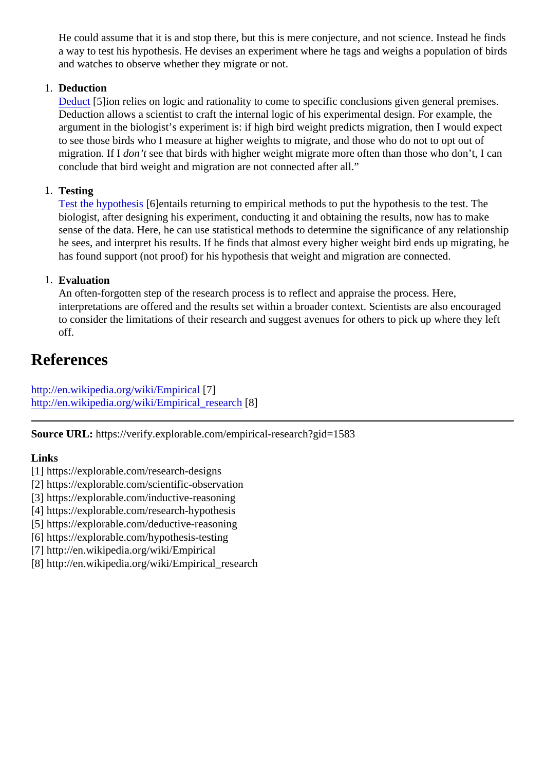He could assume that it is and stop there, but this is mere conjecture, and not science. Instead he finds a way to test his hypothesis. He devises an experiment where he tags and weighs a population of birds and watches to observe whether they migrate or not.

1. **Deduction**
   Deduct [5]ion relies on logic and rationality to come to specific conclusions given general premises. Deduction allows a scientist to craft the internal logic of his experimental design. For example, the argument in the biologist's experiment is: if high bird weight predicts migration, then I would expect to see those birds who I measure at higher weights to migrate, and those who do not to opt out of migration. If I *don't* see that birds with higher weight migrate more often than those who don't, I can conclude that bird weight and migration are not connected after all."

1. **Testing**
   Test the hypothesis [6]entails returning to empirical methods to put the hypothesis to the test. The biologist, after designing his experiment, conducting it and obtaining the results, now has to make sense of the data. Here, he can use statistical methods to determine the significance of any relationship he sees, and interpret his results. If he finds that almost every higher weight bird ends up migrating, he has found support (not proof) for his hypothesis that weight and migration are connected.

1. **Evaluation**
   An often-forgotten step of the research process is to reflect and appraise the process. Here, interpretations are offered and the results set within a broader context. Scientists are also encouraged to consider the limitations of their research and suggest avenues for others to pick up where they left off.

## References

http://en.wikipedia.org/wiki/Empirical [7]
http://en.wikipedia.org/wiki/Empirical_research [8]

---

**Source URL:** https://verify.explorable.com/empirical-research?gid=1583

**Links**
[1] https://explorable.com/research-designs
[2] https://explorable.com/scientific-observation
[3] https://explorable.com/inductive-reasoning
[4] https://explorable.com/research-hypothesis
[5] https://explorable.com/deductive-reasoning
[6] https://explorable.com/hypothesis-testing
[7] http://en.wikipedia.org/wiki/Empirical
[8] http://en.wikipedia.org/wiki/Empirical_research